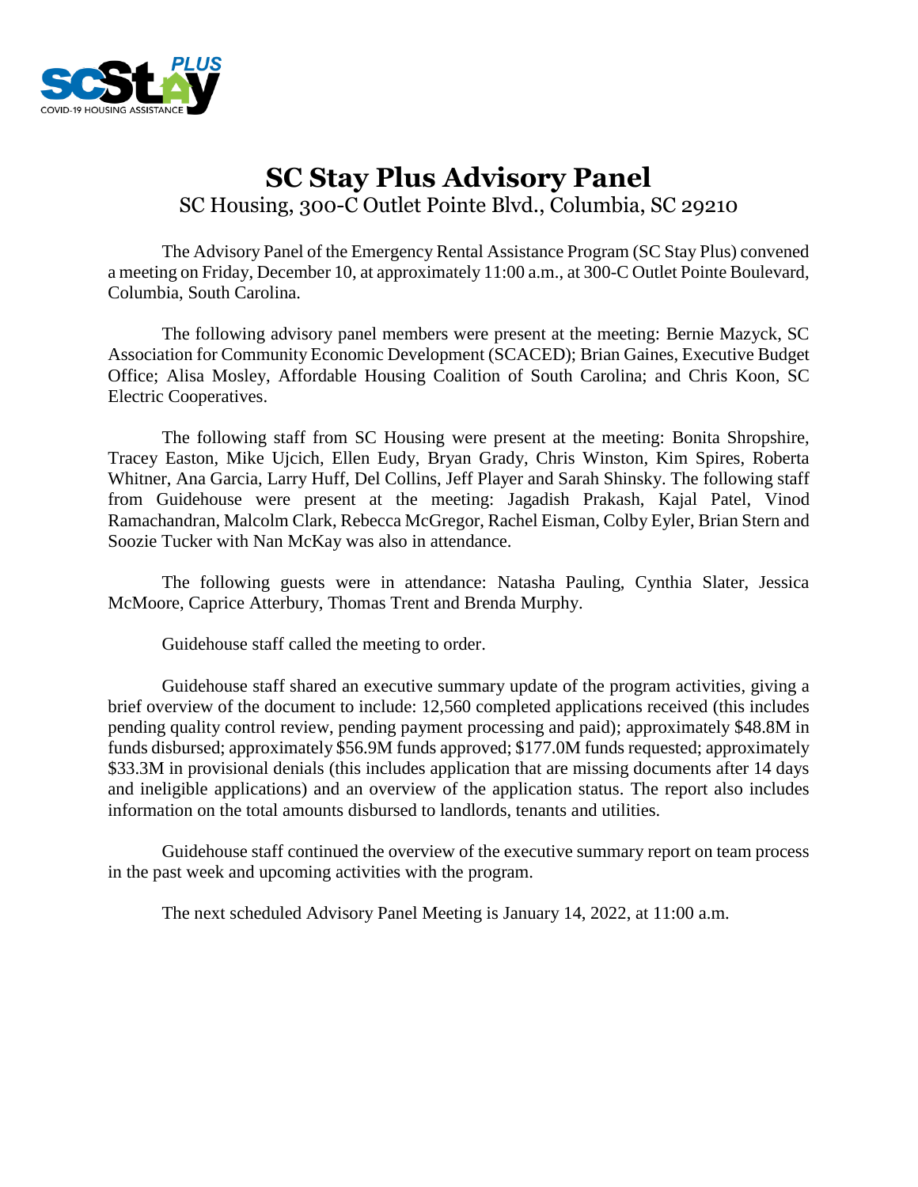# SC Stay Plus Advisory Panel

SC Housing, 300-C Outlet Pointe Blvd., Columbia, SC 29210

The Advisory Panel of the Emergency Rental Assistance Program (SC Stay Plus) convened a meeting on Friday, December 10, at approximately 11:00 a.m., at 300-C Outlet Pointe Boulevard, Columbia, South Carolina.

The following advisory panel members were present at the meeting: Bernie Mazyck, SC Association for Community Economic Development (SCACED); Brian Gaines, Executive Budget Office; Alisa Mosley, Affordable Housing Coalition of South Carolina; and Chris Koon, SC Electric Cooperatives.

The following staff from SC Housing were present at the meeting: Bonita Shropshire, Tracey Easton, Mike Ujcich, Ellen Eudy, Bryan Grady, Chris Winston, Kim Spires, Roberta Whitner, Ana Garcia, Larry Huff, Del Collins, Jeff Player and Sarah Shinsky. The following staff from Guidehouse were present at the meeting: Jagadish Prakash, Kajal Patel, Vinod Ramachandran, Malcolm Clark, Rebecca McGregor, Rachel Eisman, Colby Eyler, Brian Stern and Soozie Tucker with Nan McKay was also in attendance.

The following guests were in attendance: Natasha Pauling, Cynthia Slater, Jessica McMoore, Caprice Atterbury, Thomas Trent and Brenda Murphy.

Guidehouse staff called the meeting to order.

Guidehouse staff shared an executive summary update of the program activities, giving a brief overview of the document to include: 12,560 completed applications received (this includes pending quality control review, pending payment processing and paid); approximately $48.8M in funds disbursed; approximately $56.9M funds approved; $177.0M funds requested; approximately $33.3M in provisional denials (this includes application that are missing documents after 14 days and ineligible applications) and an overview of the application status. The report also includes information on the total amounts disbursed to landlords, tenants and utilities.

Guidehouse staff continued the overview of the executive summary report on team process in the past week and upcoming activities with the program.

The next scheduled Advisory Panel Meeting is January 14, 2022, at 11:00 a.m.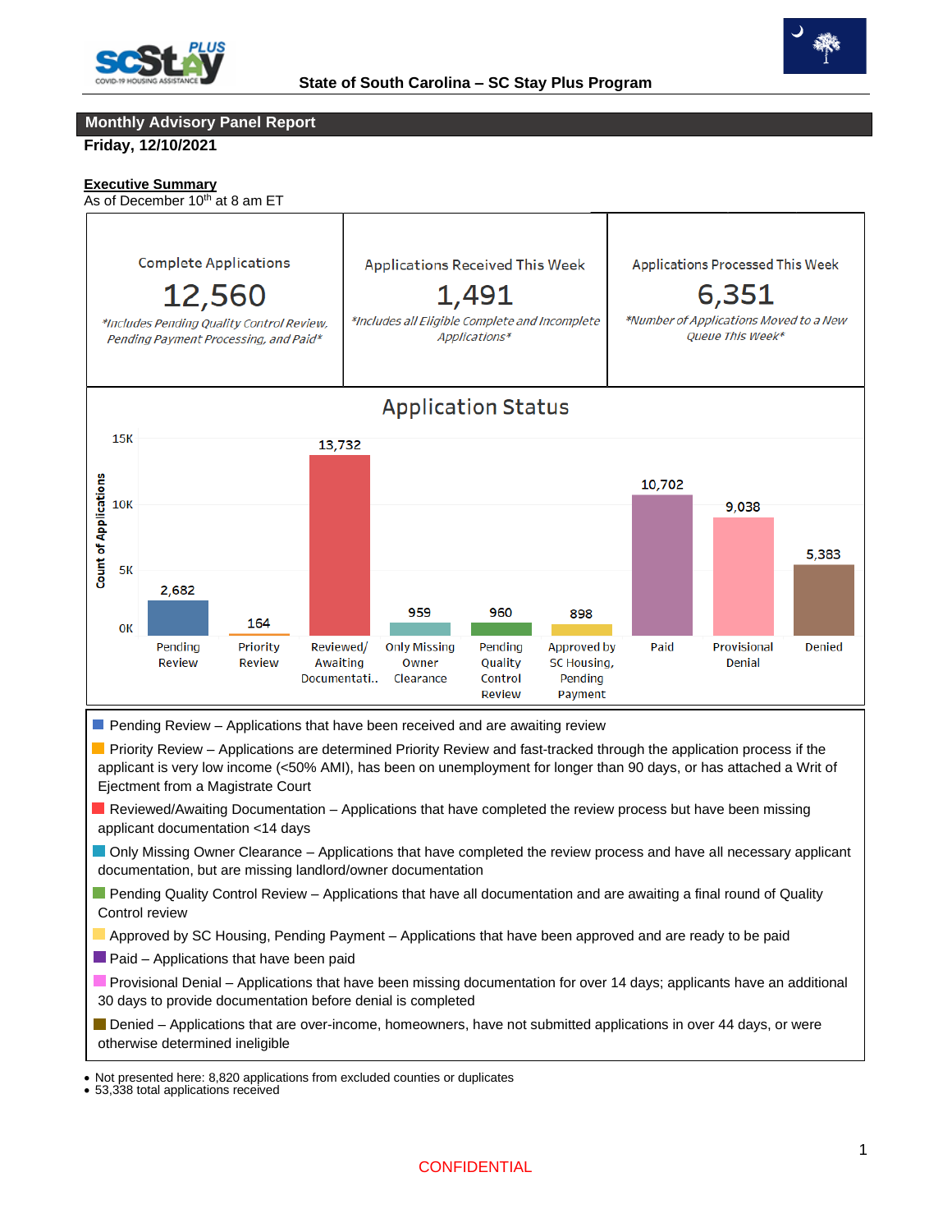State of South Carolina – SC Stay Plus Program

## Monthly Advisory Panel Report

**Friday, 12/10/2021**

**Executive Summary**

As of December 10th at 8 am ET

| Complete Applications | Applications Received This Week | Applications Processed This Week |
|---|---|---|
| 12,560 | 1,491 | 6,351 |
| *Includes Pending Quality Control Review, Pending Payment Processing, and Paid* | *Includes all Eligible Complete and Incomplete Applications* | *Number of Applications Moved to a New Queue This Week* |

### Application Status

| Status | Count of Applications |
|---|---|
| Pending Review | 2,682 |
| Priority Review | 164 |
| Reviewed/ Awaiting Documentati.. | 13,732 |
| Only Missing Owner Clearance | 959 |
| Pending Quality Control Review | 960 |
| Approved by SC Housing, Pending Payment | 898 |
| Paid | 10,702 |
| Provisional Denial | 9,038 |
| Denied | 5,383 |

- Pending Review – Applications that have been received and are awaiting review
- Priority Review – Applications are determined Priority Review and fast-tracked through the application process if the applicant is very low income (<50% AMI), has been on unemployment for longer than 90 days, or has attached a Writ of Ejectment from a Magistrate Court
- Reviewed/Awaiting Documentation – Applications that have completed the review process but have been missing applicant documentation <14 days
- Only Missing Owner Clearance – Applications that have completed the review process and have all necessary applicant documentation, but are missing landlord/owner documentation
- Pending Quality Control Review – Applications that have all documentation and are awaiting a final round of Quality Control review
- Approved by SC Housing, Pending Payment – Applications that have been approved and are ready to be paid
- Paid – Applications that have been paid
- Provisional Denial – Applications that have been missing documentation for over 14 days; applicants have an additional 30 days to provide documentation before denial is completed
- Denied – Applications that are over-income, homeowners, have not submitted applications in over 44 days, or were otherwise determined ineligible

- Not presented here: 8,820 applications from excluded counties or duplicates
- 53,338 total applications received

CONFIDENTIAL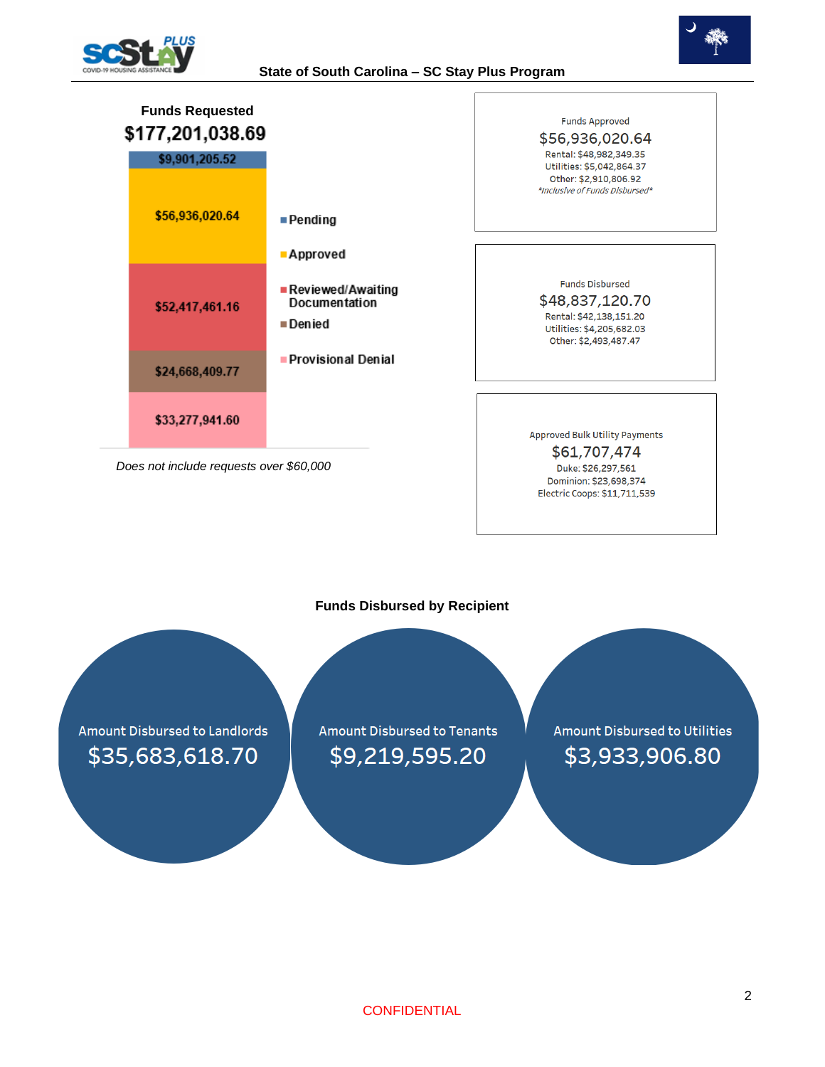## State of South Carolina – SC Stay Plus Program

### Funds Requested

**$177,201,038.69**

| Status | Amount |
|---|---|
| Pending | $9,901,205.52 |
| Approved | $56,936,020.64 |
| Reviewed/Awaiting Documentation | $52,417,461.16 |
| Denied | $24,668,409.77 |
| Provisional Denial | $33,277,941.60 |

*Does not include requests over $60,000*

Funds Approved
$56,936,020.64
Rental: $48,982,349.35
Utilities: $5,042,864.37
Other: $2,910,806.92
*Inclusive of Funds Disbursed*

Funds Disbursed
$48,837,120.70
Rental: $42,138,151.20
Utilities: $4,205,682.03
Other: $2,493,487.47

Approved Bulk Utility Payments
$61,707,474
Duke: $26,297,561
Dominion: $23,698,374
Electric Coops: $11,711,539

### Funds Disbursed by Recipient

Amount Disbursed to Landlords
$35,683,618.70

Amount Disbursed to Tenants
$9,219,595.20

Amount Disbursed to Utilities
$3,933,906.80

CONFIDENTIAL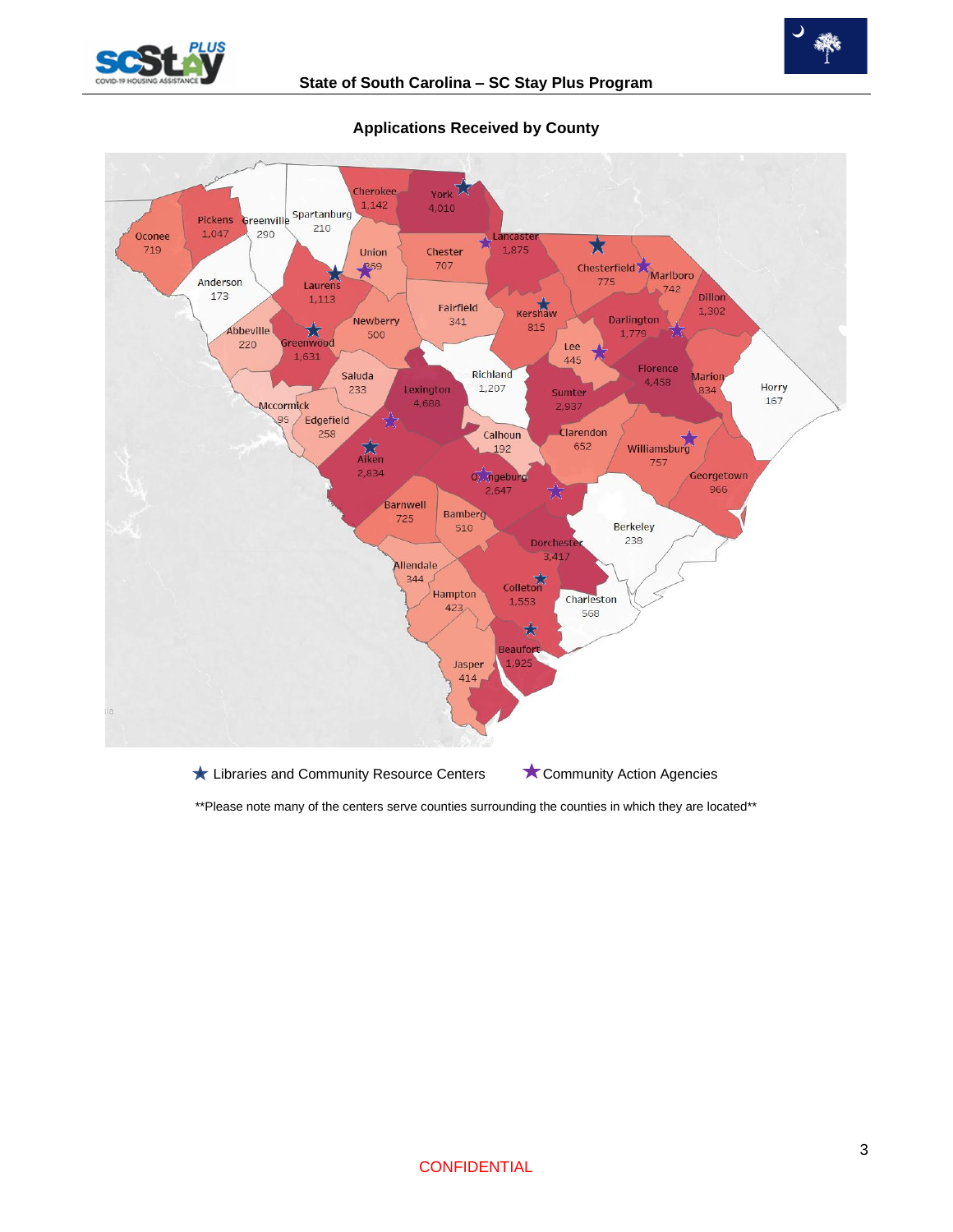## Applications Received by County

| County | Applications |
|---|---|
| Abbeville | 220 |
| Aiken | 2,834 |
| Allendale | 344 |
| Anderson | 173 |
| Bamberg | 510 |
| Barnwell | 725 |
| Beaufort | 1,925 |
| Berkeley | 238 |
| Calhoun | 192 |
| Charleston | 568 |
| Cherokee | 1,142 |
| Chester | 707 |
| Chesterfield | 775 |
| Clarendon | 652 |
| Colleton | 1,553 |
| Darlington | 1,779 |
| Dillon | 1,302 |
| Dorchester | 3,417 |
| Edgefield | 258 |
| Fairfield | 341 |
| Florence | 4,458 |
| Georgetown | 966 |
| Greenville | 290 |
| Greenwood | 1,631 |
| Hampton | 423 |
| Horry | 167 |
| Jasper | 414 |
| Kershaw | 815 |
| Lancaster | 1,875 |
| Laurens | 1,113 |
| Lee | 445 |
| Lexington | 4,688 |
| Marion | 834 |
| Marlboro | 742 |
| Mccormick | 95 |
| Newberry | 500 |
| Oconee | 719 |
| Orangeburg | 2,647 |
| Pickens | 1,047 |
| Richland | 1,207 |
| Saluda | 233 |
| Spartanburg | 210 |
| Sumter | 2,937 |
| Union | 269 |
| Williamsburg | 757 |
| York | 4,010 |

★ Libraries and Community Resource Centers ★ Community Action Agencies

**Please note many of the centers serve counties surrounding the counties in which they are located**

CONFIDENTIAL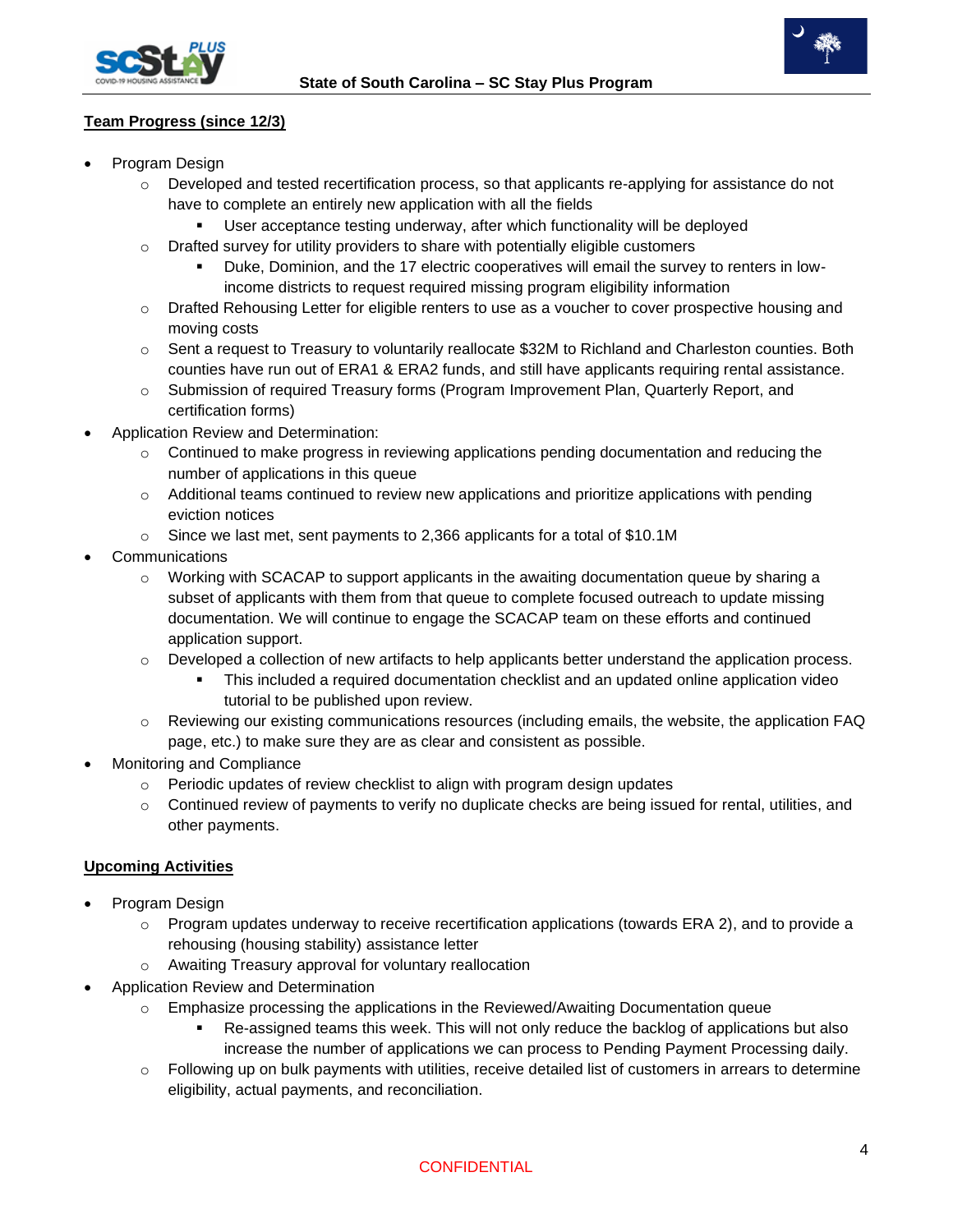## Team Progress (since 12/3)

- Program Design
  - Developed and tested recertification process, so that applicants re-applying for assistance do not have to complete an entirely new application with all the fields
    - User acceptance testing underway, after which functionality will be deployed
  - Drafted survey for utility providers to share with potentially eligible customers
    - Duke, Dominion, and the 17 electric cooperatives will email the survey to renters in low-income districts to request required missing program eligibility information
  - Drafted Rehousing Letter for eligible renters to use as a voucher to cover prospective housing and moving costs
  - Sent a request to Treasury to voluntarily reallocate $32M to Richland and Charleston counties. Both counties have run out of ERA1 & ERA2 funds, and still have applicants requiring rental assistance.
  - Submission of required Treasury forms (Program Improvement Plan, Quarterly Report, and certification forms)
- Application Review and Determination:
  - Continued to make progress in reviewing applications pending documentation and reducing the number of applications in this queue
  - Additional teams continued to review new applications and prioritize applications with pending eviction notices
  - Since we last met, sent payments to 2,366 applicants for a total of $10.1M
- Communications
  - Working with SCACAP to support applicants in the awaiting documentation queue by sharing a subset of applicants with them from that queue to complete focused outreach to update missing documentation. We will continue to engage the SCACAP team on these efforts and continued application support.
  - Developed a collection of new artifacts to help applicants better understand the application process.
    - This included a required documentation checklist and an updated online application video tutorial to be published upon review.
  - Reviewing our existing communications resources (including emails, the website, the application FAQ page, etc.) to make sure they are as clear and consistent as possible.
- Monitoring and Compliance
  - Periodic updates of review checklist to align with program design updates
  - Continued review of payments to verify no duplicate checks are being issued for rental, utilities, and other payments.

## Upcoming Activities

- Program Design
  - Program updates underway to receive recertification applications (towards ERA 2), and to provide a rehousing (housing stability) assistance letter
  - Awaiting Treasury approval for voluntary reallocation
- Application Review and Determination
  - Emphasize processing the applications in the Reviewed/Awaiting Documentation queue
    - Re-assigned teams this week. This will not only reduce the backlog of applications but also increase the number of applications we can process to Pending Payment Processing daily.
  - Following up on bulk payments with utilities, receive detailed list of customers in arrears to determine eligibility, actual payments, and reconciliation.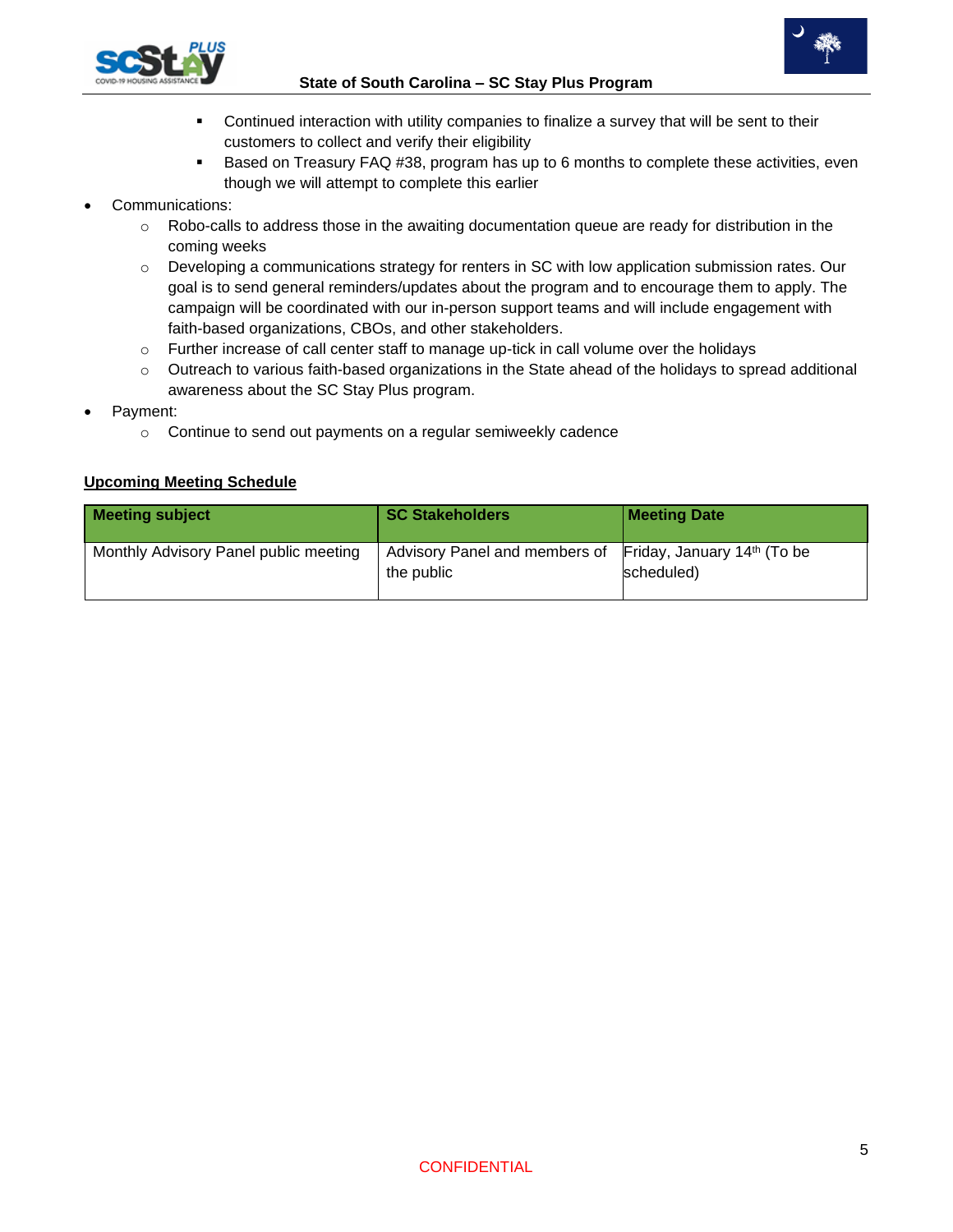- Continued interaction with utility companies to finalize a survey that will be sent to their customers to collect and verify their eligibility
        - Based on Treasury FAQ #38, program has up to 6 months to complete these activities, even though we will attempt to complete this earlier

- Communications:
    - Robo-calls to address those in the awaiting documentation queue are ready for distribution in the coming weeks
    - Developing a communications strategy for renters in SC with low application submission rates. Our goal is to send general reminders/updates about the program and to encourage them to apply. The campaign will be coordinated with our in-person support teams and will include engagement with faith-based organizations, CBOs, and other stakeholders.
    - Further increase of call center staff to manage up-tick in call volume over the holidays
    - Outreach to various faith-based organizations in the State ahead of the holidays to spread additional awareness about the SC Stay Plus program.
- Payment:
    - Continue to send out payments on a regular semiweekly cadence

**Upcoming Meeting Schedule**

| Meeting subject | SC Stakeholders | Meeting Date |
| --- | --- | --- |
| Monthly Advisory Panel public meeting | Advisory Panel and members of the public | Friday, January 14th (To be scheduled) |

CONFIDENTIAL